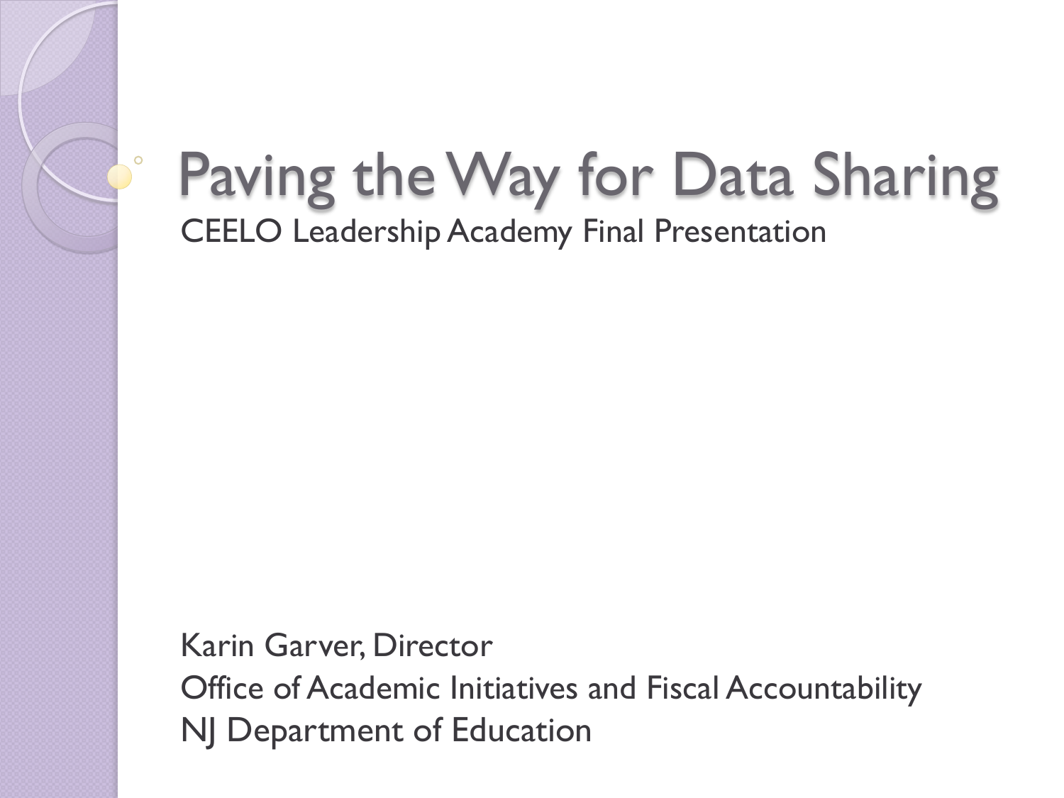# Paving the Way for Data Sharing

CEELO Leadership Academy Final Presentation

Karin Garver, Director
Office of Academic Initiatives and Fiscal Accountability
NJ Department of Education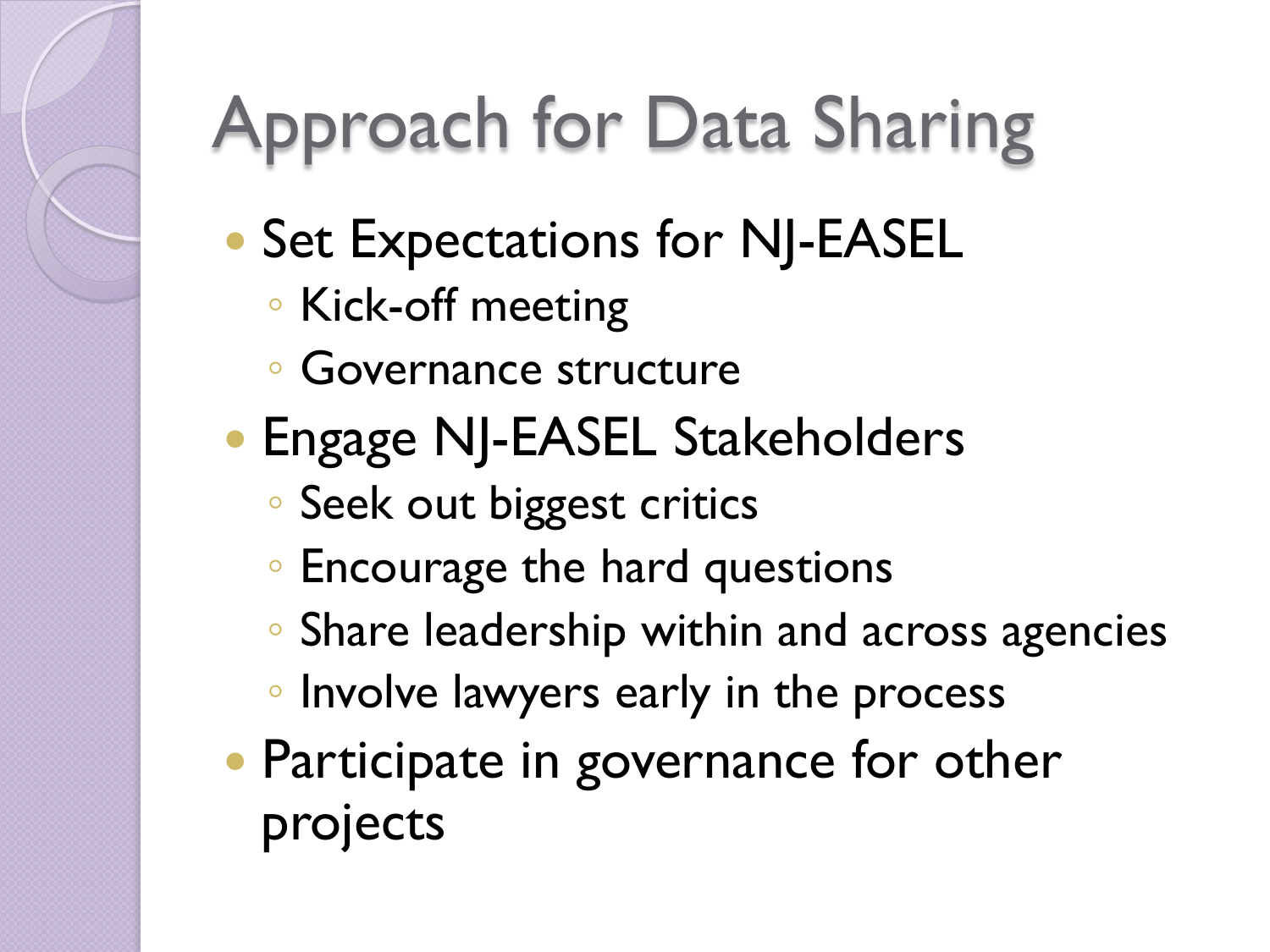# Approach for Data Sharing

- Set Expectations for NJ-EASEL
  - Kick-off meeting
  - Governance structure
- Engage NJ-EASEL Stakeholders
  - Seek out biggest critics
  - Encourage the hard questions
  - Share leadership within and across agencies
  - Involve lawyers early in the process
- Participate in governance for other projects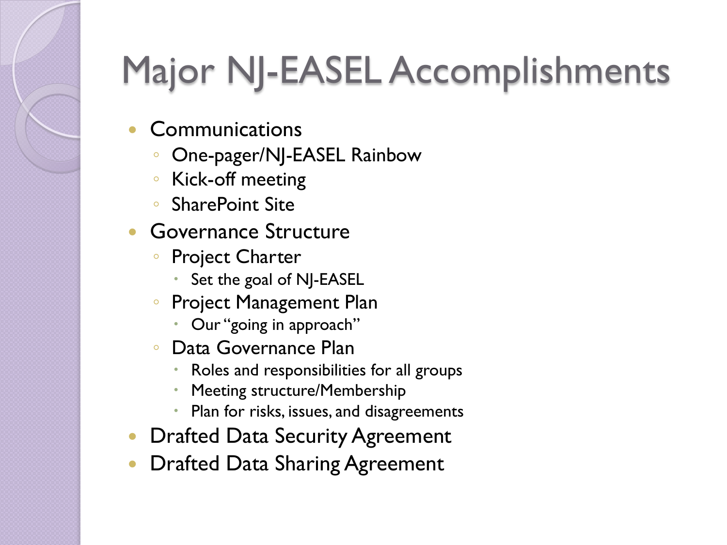# Major NJ-EASEL Accomplishments

- Communications
  - One-pager/NJ-EASEL Rainbow
  - Kick-off meeting
  - SharePoint Site
- Governance Structure
  - Project Charter
    - Set the goal of NJ-EASEL
  - Project Management Plan
    - Our "going in approach"
  - Data Governance Plan
    - Roles and responsibilities for all groups
    - Meeting structure/Membership
    - Plan for risks, issues, and disagreements
- Drafted Data Security Agreement
- Drafted Data Sharing Agreement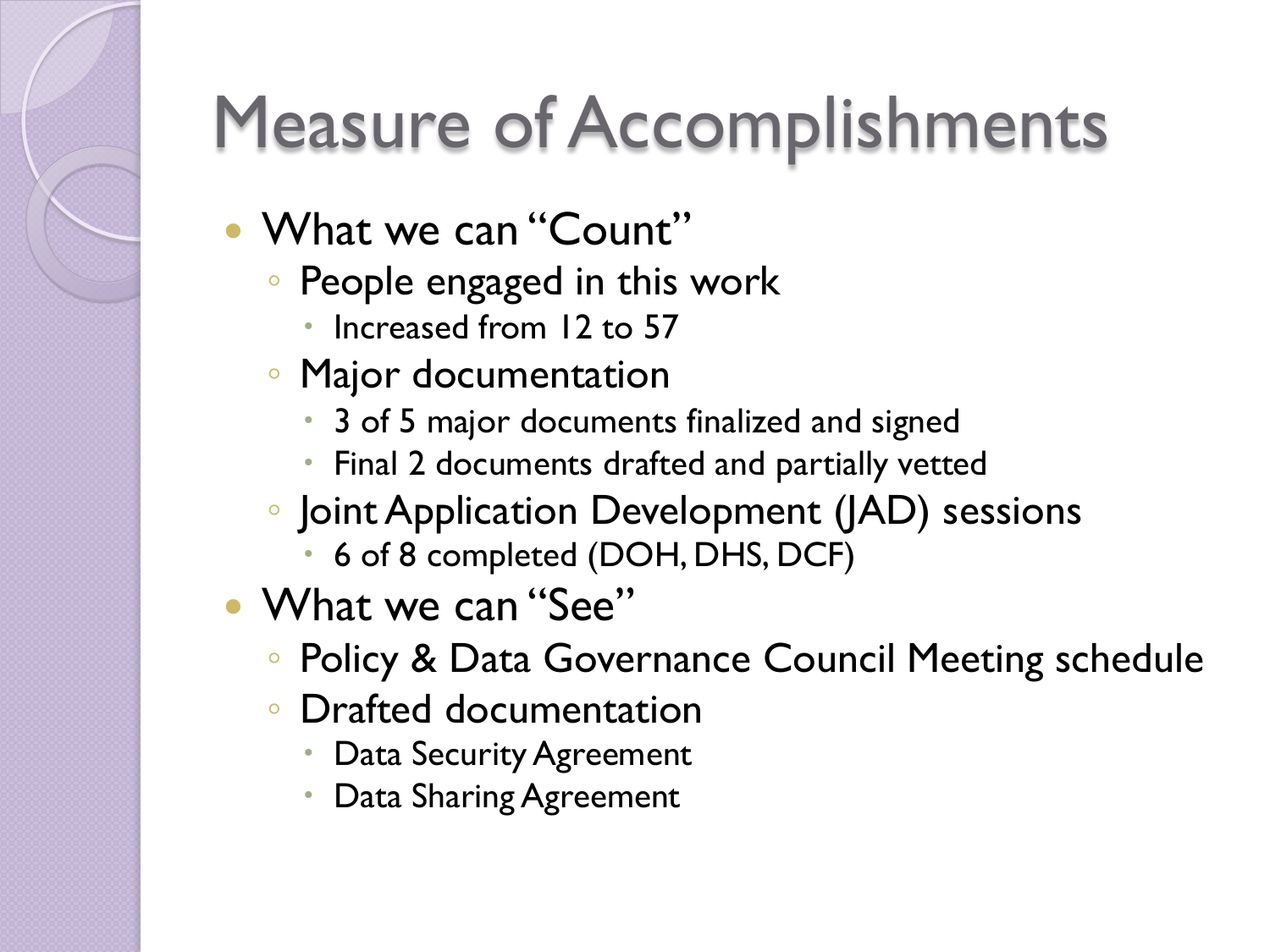# Measure of Accomplishments

- What we can "Count"
  - People engaged in this work
    - Increased from 12 to 57
  - Major documentation
    - 3 of 5 major documents finalized and signed
    - Final 2 documents drafted and partially vetted
  - Joint Application Development (JAD) sessions
    - 6 of 8 completed (DOH, DHS, DCF)
- What we can "See"
  - Policy & Data Governance Council Meeting schedule
  - Drafted documentation
    - Data Security Agreement
    - Data Sharing Agreement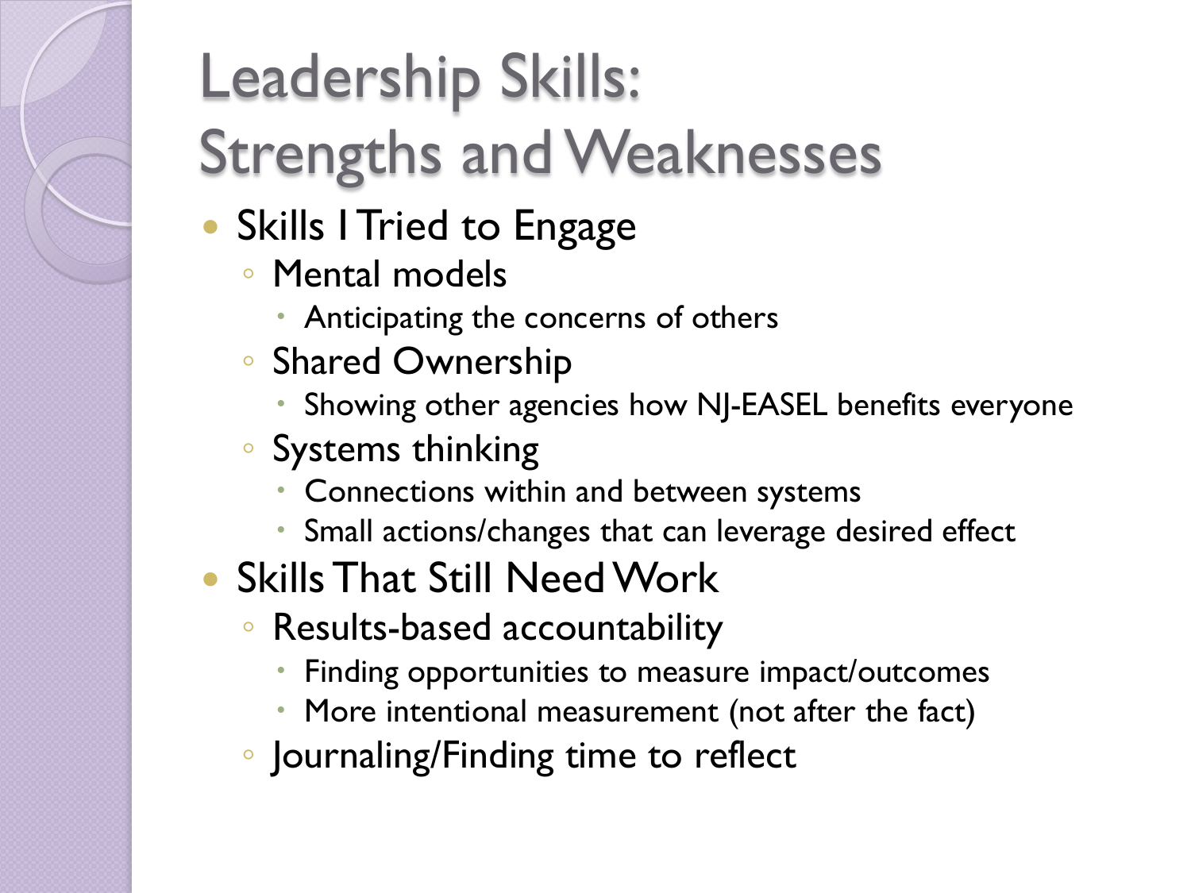# Leadership Skills: Strengths and Weaknesses

- Skills I Tried to Engage
  - Mental models
    - Anticipating the concerns of others
  - Shared Ownership
    - Showing other agencies how NJ-EASEL benefits everyone
  - Systems thinking
    - Connections within and between systems
    - Small actions/changes that can leverage desired effect
- Skills That Still Need Work
  - Results-based accountability
    - Finding opportunities to measure impact/outcomes
    - More intentional measurement (not after the fact)
  - Journaling/Finding time to reflect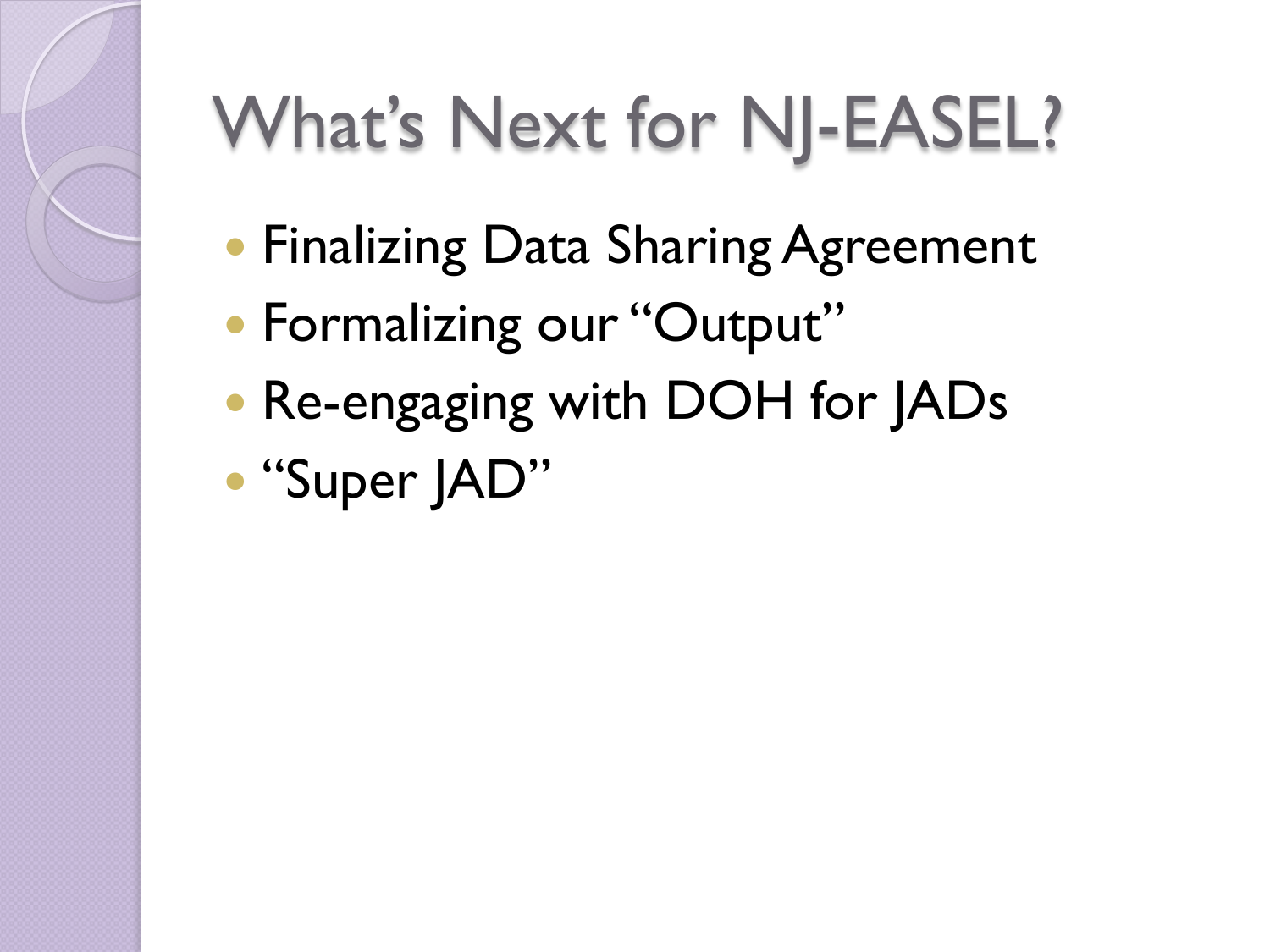# What's Next for NJ-EASEL?

- Finalizing Data Sharing Agreement
- Formalizing our "Output"
- Re-engaging with DOH for JADs
- "Super JAD"